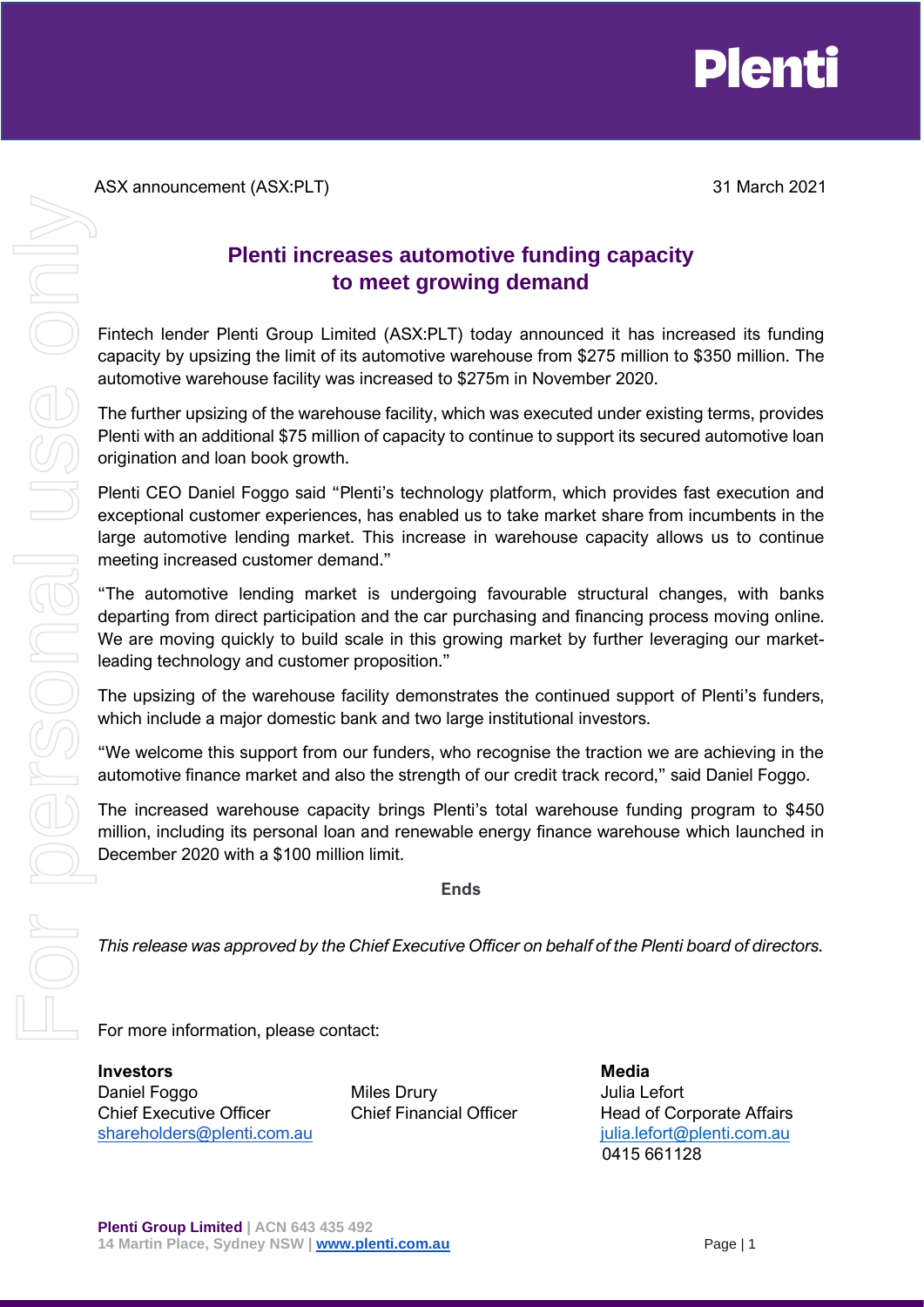ASX announcement (ASX:PLT) 31 March 2021

# Plenti increases automotive funding capacity to meet growing demand

Fintech lender Plenti Group Limited (ASX:PLT) today announced it has increased its funding capacity by upsizing the limit of its automotive warehouse from $275 million to $350 million. The automotive warehouse facility was increased to $275m in November 2020.

The further upsizing of the warehouse facility, which was executed under existing terms, provides Plenti with an additional $75 million of capacity to continue to support its secured automotive loan origination and loan book growth.

Plenti CEO Daniel Foggo said "Plenti's technology platform, which provides fast execution and exceptional customer experiences, has enabled us to take market share from incumbents in the large automotive lending market. This increase in warehouse capacity allows us to continue meeting increased customer demand."

"The automotive lending market is undergoing favourable structural changes, with banks departing from direct participation and the car purchasing and financing process moving online. We are moving quickly to build scale in this growing market by further leveraging our market-leading technology and customer proposition."

The upsizing of the warehouse facility demonstrates the continued support of Plenti's funders, which include a major domestic bank and two large institutional investors.

"We welcome this support from our funders, who recognise the traction we are achieving in the automotive finance market and also the strength of our credit track record," said Daniel Foggo.

The increased warehouse capacity brings Plenti's total warehouse funding program to $450 million, including its personal loan and renewable energy finance warehouse which launched in December 2020 with a $100 million limit.

**Ends**

*This release was approved by the Chief Executive Officer on behalf of the Plenti board of directors.*

For more information, please contact:

**Investors**
Daniel Foggo
Chief Executive Officer
shareholders@plenti.com.au

Miles Drury
Chief Financial Officer

**Media**
Julia Lefort
Head of Corporate Affairs
julia.lefort@plenti.com.au
0415 661128

**Plenti Group Limited** | ACN 643 435 492
14 Martin Place, Sydney NSW | www.plenti.com.au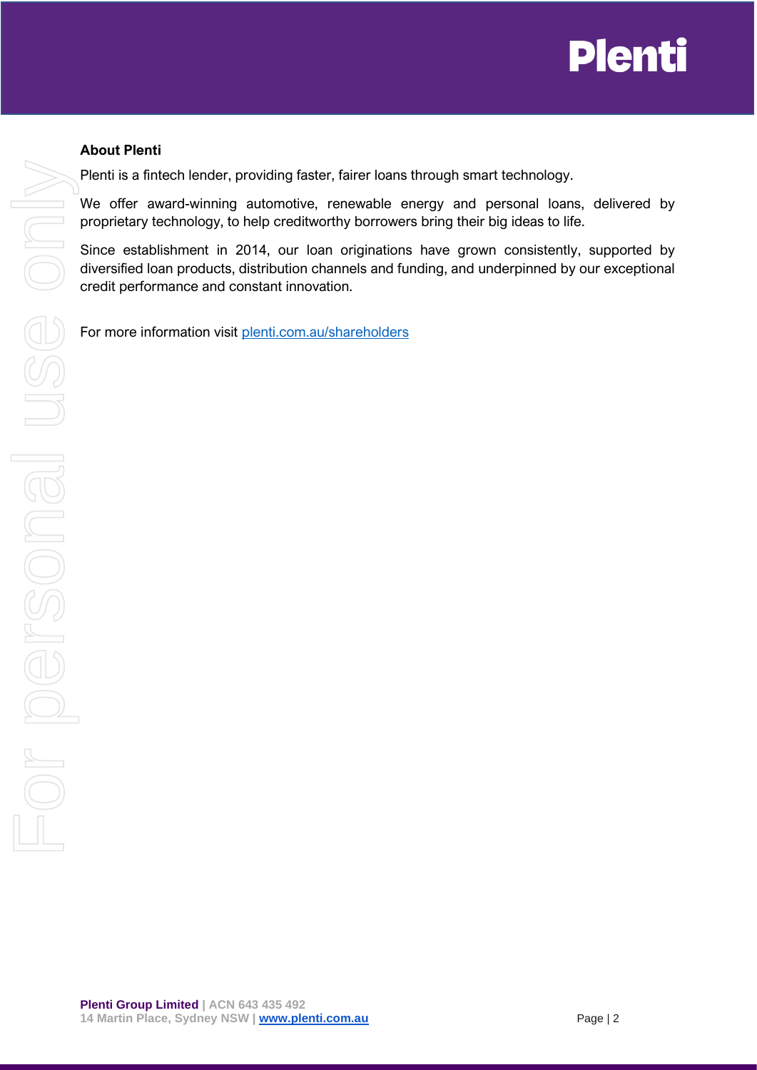**About Plenti**

Plenti is a fintech lender, providing faster, fairer loans through smart technology.

We offer award-winning automotive, renewable energy and personal loans, delivered by proprietary technology, to help creditworthy borrowers bring their big ideas to life.

Since establishment in 2014, our loan originations have grown consistently, supported by diversified loan products, distribution channels and funding, and underpinned by our exceptional credit performance and constant innovation.

For more information visit [plenti.com.au/shareholders](plenti.com.au/shareholders)